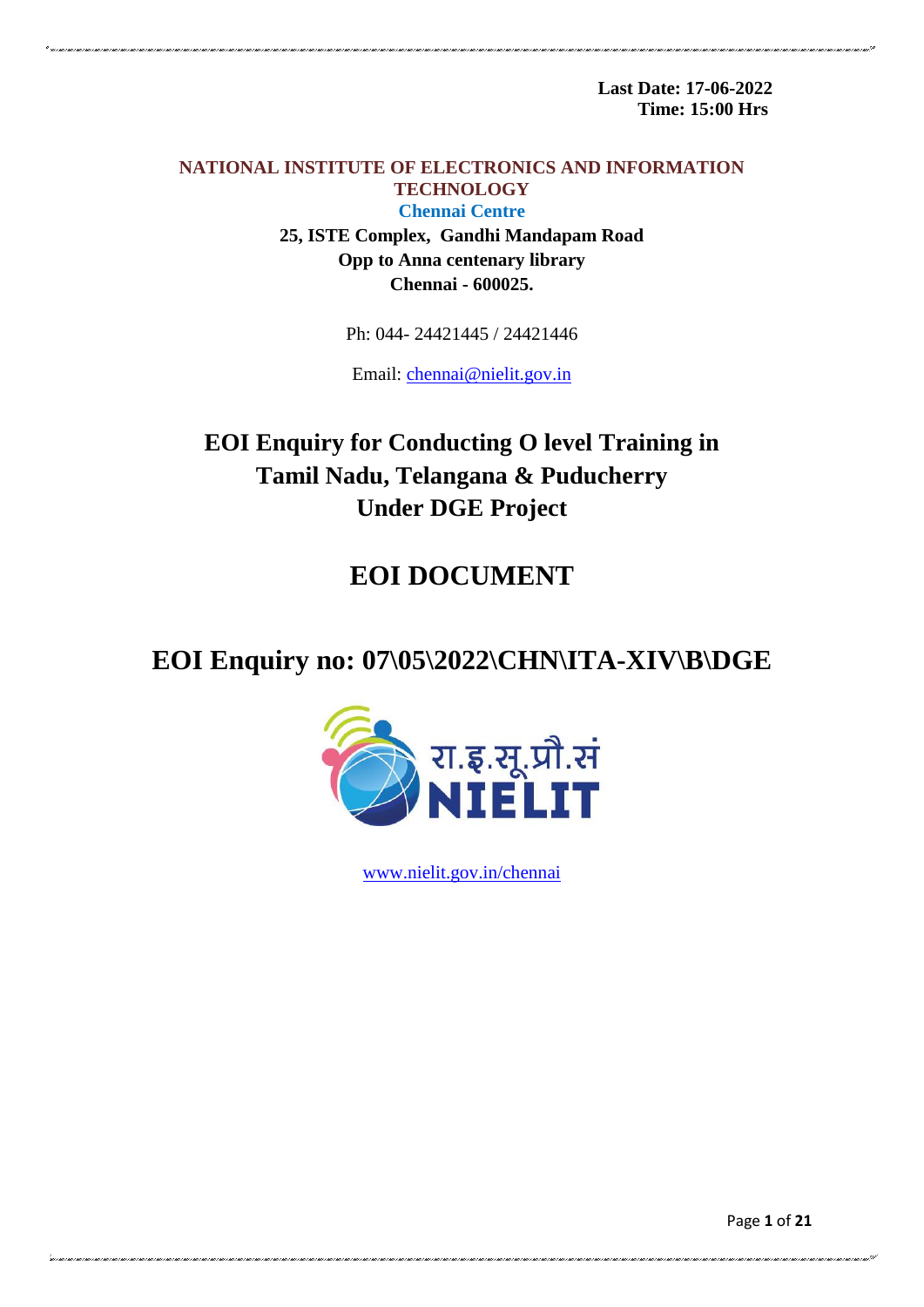**Last Date: 17-06-2022**
**Time: 15:00 Hrs**

**NATIONAL INSTITUTE OF ELECTRONICS AND INFORMATION TECHNOLOGY**

**Chennai Centre**

**25, ISTE Complex, Gandhi Mandapam Road**
**Opp to Anna centenary library**
**Chennai - 600025.**

Ph: 044- 24421445 / 24421446

Email: chennai@nielit.gov.in

# EOI Enquiry for Conducting O level Training in Tamil Nadu, Telangana & Puducherry Under DGE Project

# EOI DOCUMENT

# EOI Enquiry no: 07\05\2022\CHN\ITA-XIV\B\DGE

रा.इ.सू.प्रौ.सं
NIELIT

www.nielit.gov.in/chennai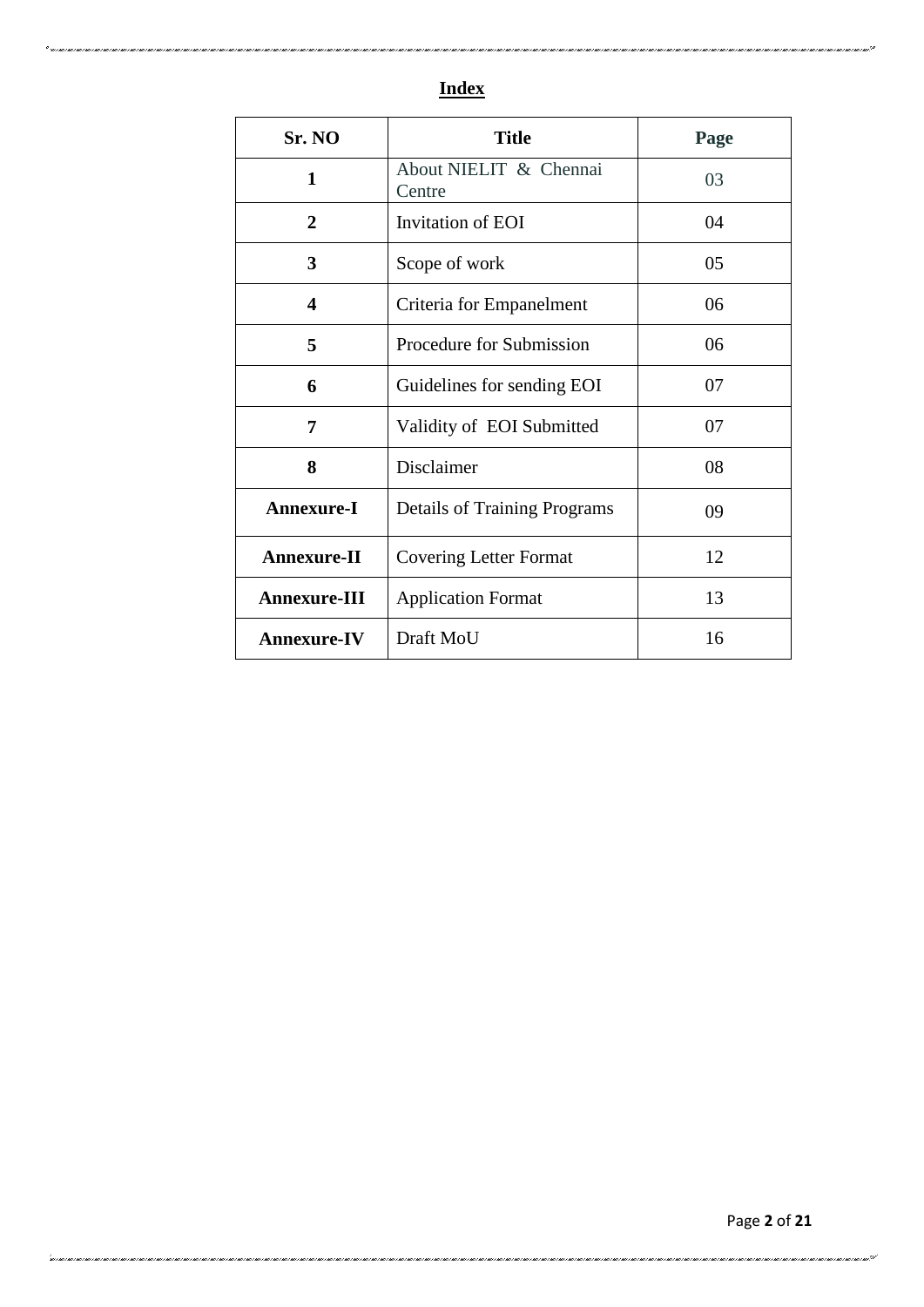# Index

| Sr. NO | Title | Page |
|---|---|---|
| **1** | About NIELIT & Chennai Centre | 03 |
| **2** | Invitation of EOI | 04 |
| **3** | Scope of work | 05 |
| **4** | Criteria for Empanelment | 06 |
| **5** | Procedure for Submission | 06 |
| **6** | Guidelines for sending EOI | 07 |
| **7** | Validity of EOI Submitted | 07 |
| **8** | Disclaimer | 08 |
| **Annexure-I** | Details of Training Programs | 09 |
| **Annexure-II** | Covering Letter Format | 12 |
| **Annexure-III** | Application Format | 13 |
| **Annexure-IV** | Draft MoU | 16 |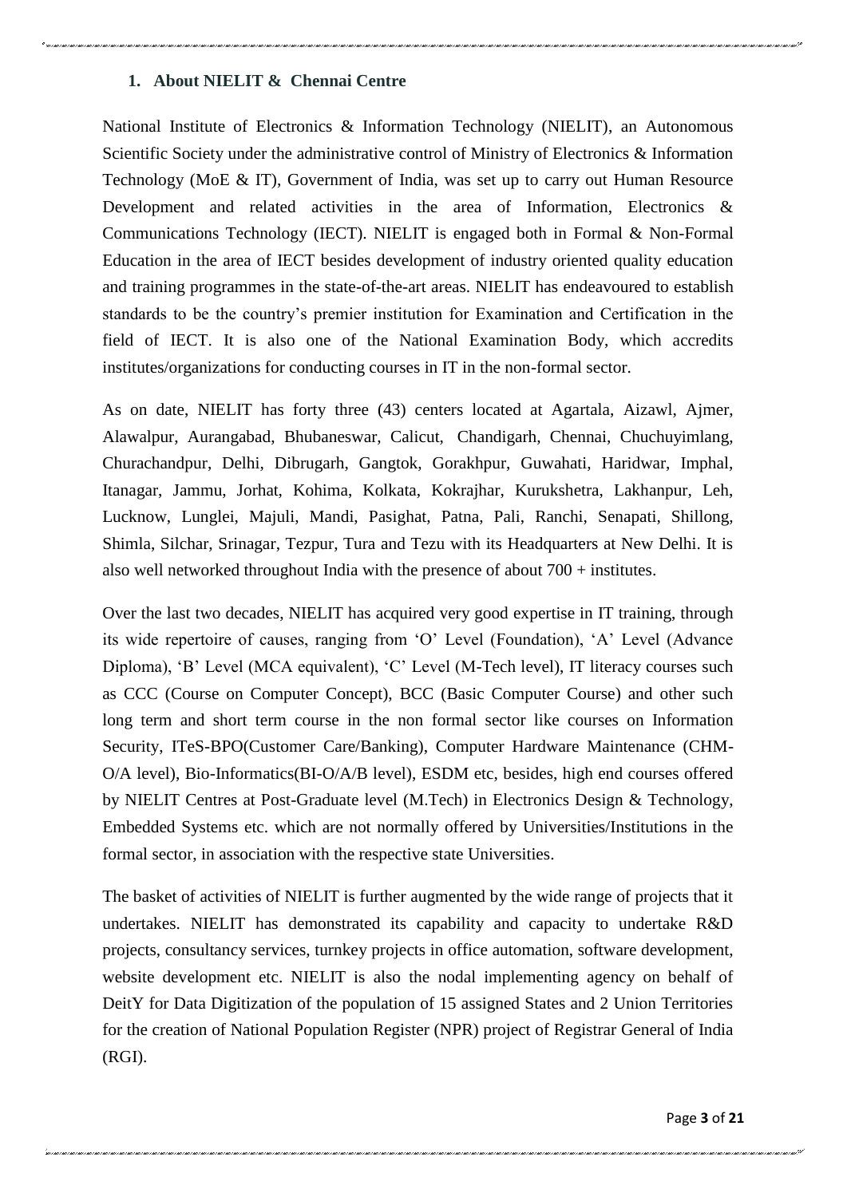## 1. About NIELIT & Chennai Centre

National Institute of Electronics & Information Technology (NIELIT), an Autonomous Scientific Society under the administrative control of Ministry of Electronics & Information Technology (MoE & IT), Government of India, was set up to carry out Human Resource Development and related activities in the area of Information, Electronics & Communications Technology (IECT). NIELIT is engaged both in Formal & Non-Formal Education in the area of IECT besides development of industry oriented quality education and training programmes in the state-of-the-art areas. NIELIT has endeavoured to establish standards to be the country's premier institution for Examination and Certification in the field of IECT. It is also one of the National Examination Body, which accredits institutes/organizations for conducting courses in IT in the non-formal sector.

As on date, NIELIT has forty three (43) centers located at Agartala, Aizawl, Ajmer, Alawalpur, Aurangabad, Bhubaneswar, Calicut, Chandigarh, Chennai, Chuchuyimlang, Churachandpur, Delhi, Dibrugarh, Gangtok, Gorakhpur, Guwahati, Haridwar, Imphal, Itanagar, Jammu, Jorhat, Kohima, Kolkata, Kokrajhar, Kurukshetra, Lakhanpur, Leh, Lucknow, Lunglei, Majuli, Mandi, Pasighat, Patna, Pali, Ranchi, Senapati, Shillong, Shimla, Silchar, Srinagar, Tezpur, Tura and Tezu with its Headquarters at New Delhi. It is also well networked throughout India with the presence of about 700 + institutes.

Over the last two decades, NIELIT has acquired very good expertise in IT training, through its wide repertoire of causes, ranging from 'O' Level (Foundation), 'A' Level (Advance Diploma), 'B' Level (MCA equivalent), 'C' Level (M-Tech level), IT literacy courses such as CCC (Course on Computer Concept), BCC (Basic Computer Course) and other such long term and short term course in the non formal sector like courses on Information Security, ITeS-BPO(Customer Care/Banking), Computer Hardware Maintenance (CHM-O/A level), Bio-Informatics(BI-O/A/B level), ESDM etc, besides, high end courses offered by NIELIT Centres at Post-Graduate level (M.Tech) in Electronics Design & Technology, Embedded Systems etc. which are not normally offered by Universities/Institutions in the formal sector, in association with the respective state Universities.

The basket of activities of NIELIT is further augmented by the wide range of projects that it undertakes. NIELIT has demonstrated its capability and capacity to undertake R&D projects, consultancy services, turnkey projects in office automation, software development, website development etc. NIELIT is also the nodal implementing agency on behalf of DeitY for Data Digitization of the population of 15 assigned States and 2 Union Territories for the creation of National Population Register (NPR) project of Registrar General of India (RGI).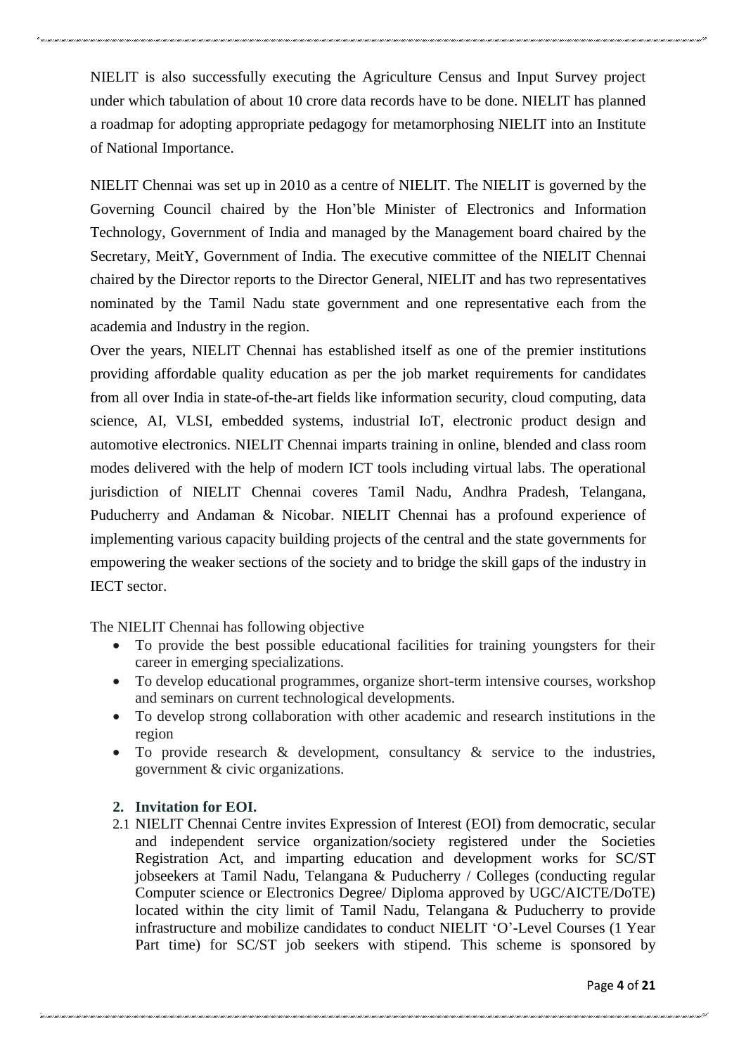NIELIT is also successfully executing the Agriculture Census and Input Survey project under which tabulation of about 10 crore data records have to be done. NIELIT has planned a roadmap for adopting appropriate pedagogy for metamorphosing NIELIT into an Institute of National Importance.

NIELIT Chennai was set up in 2010 as a centre of NIELIT. The NIELIT is governed by the Governing Council chaired by the Hon'ble Minister of Electronics and Information Technology, Government of India and managed by the Management board chaired by the Secretary, MeitY, Government of India. The executive committee of the NIELIT Chennai chaired by the Director reports to the Director General, NIELIT and has two representatives nominated by the Tamil Nadu state government and one representative each from the academia and Industry in the region.

Over the years, NIELIT Chennai has established itself as one of the premier institutions providing affordable quality education as per the job market requirements for candidates from all over India in state-of-the-art fields like information security, cloud computing, data science, AI, VLSI, embedded systems, industrial IoT, electronic product design and automotive electronics. NIELIT Chennai imparts training in online, blended and class room modes delivered with the help of modern ICT tools including virtual labs. The operational jurisdiction of NIELIT Chennai coveres Tamil Nadu, Andhra Pradesh, Telangana, Puducherry and Andaman & Nicobar. NIELIT Chennai has a profound experience of implementing various capacity building projects of the central and the state governments for empowering the weaker sections of the society and to bridge the skill gaps of the industry in IECT sector.

The NIELIT Chennai has following objective

- To provide the best possible educational facilities for training youngsters for their career in emerging specializations.
- To develop educational programmes, organize short-term intensive courses, workshop and seminars on current technological developments.
- To develop strong collaboration with other academic and research institutions in the region
- To provide research & development, consultancy & service to the industries, government & civic organizations.

## 2. Invitation for EOI.

2.1 NIELIT Chennai Centre invites Expression of Interest (EOI) from democratic, secular and independent service organization/society registered under the Societies Registration Act, and imparting education and development works for SC/ST jobseekers at Tamil Nadu, Telangana & Puducherry / Colleges (conducting regular Computer science or Electronics Degree/ Diploma approved by UGC/AICTE/DoTE) located within the city limit of Tamil Nadu, Telangana & Puducherry to provide infrastructure and mobilize candidates to conduct NIELIT 'O'-Level Courses (1 Year Part time) for SC/ST job seekers with stipend. This scheme is sponsored by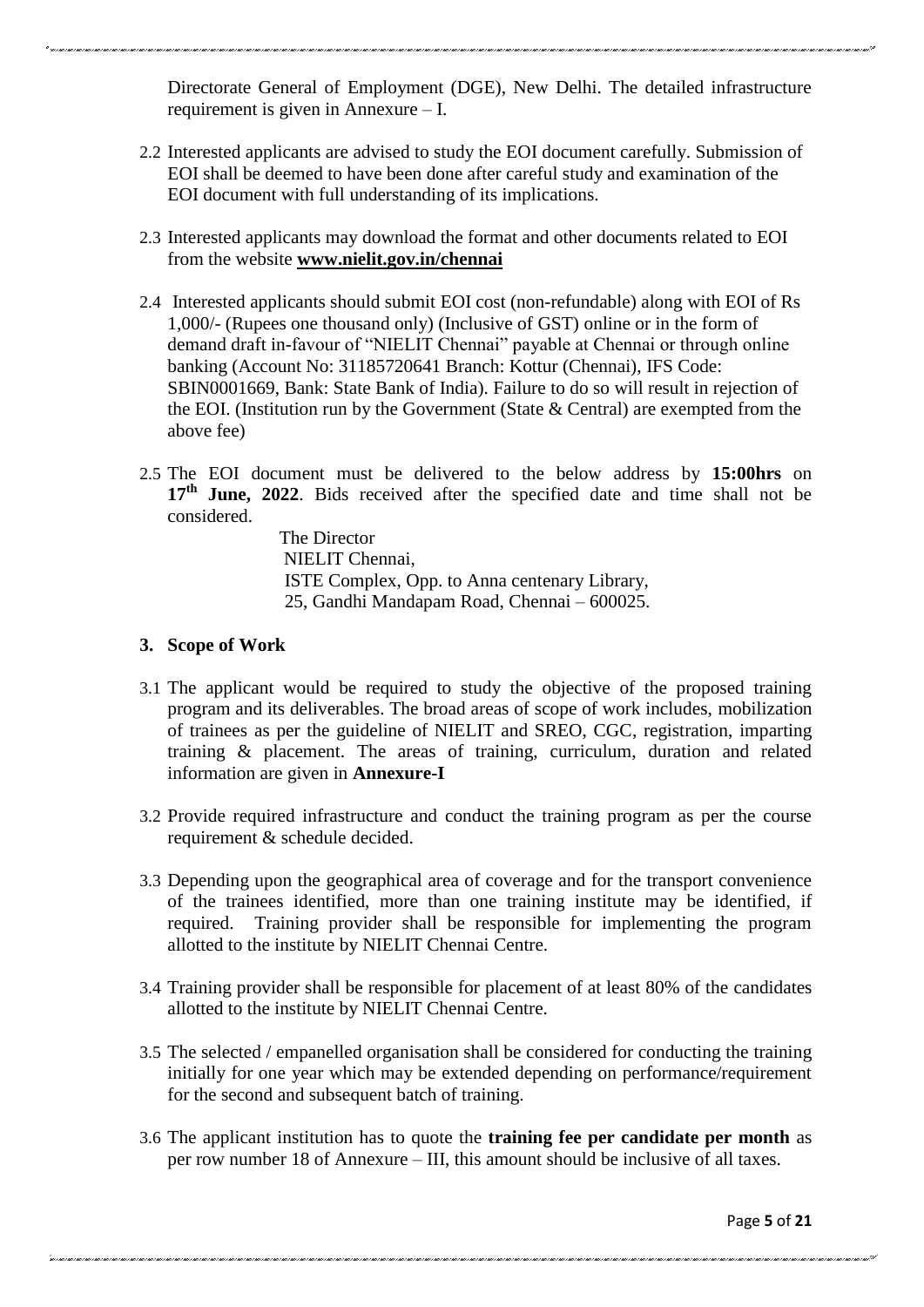Directorate General of Employment (DGE), New Delhi. The detailed infrastructure requirement is given in Annexure – I.

2.2 Interested applicants are advised to study the EOI document carefully. Submission of EOI shall be deemed to have been done after careful study and examination of the EOI document with full understanding of its implications.

2.3 Interested applicants may download the format and other documents related to EOI from the website **www.nielit.gov.in/chennai**

2.4 Interested applicants should submit EOI cost (non-refundable) along with EOI of Rs 1,000/- (Rupees one thousand only) (Inclusive of GST) online or in the form of demand draft in-favour of "NIELIT Chennai" payable at Chennai or through online banking (Account No: 31185720641 Branch: Kottur (Chennai), IFS Code: SBIN0001669, Bank: State Bank of India). Failure to do so will result in rejection of the EOI. (Institution run by the Government (State & Central) are exempted from the above fee)

2.5 The EOI document must be delivered to the below address by **15:00hrs** on **17th June, 2022**. Bids received after the specified date and time shall not be considered.

The Director  
NIELIT Chennai,  
ISTE Complex, Opp. to Anna centenary Library,  
25, Gandhi Mandapam Road, Chennai – 600025.

## 3. Scope of Work

3.1 The applicant would be required to study the objective of the proposed training program and its deliverables. The broad areas of scope of work includes, mobilization of trainees as per the guideline of NIELIT and SREO, CGC, registration, imparting training & placement. The areas of training, curriculum, duration and related information are given in **Annexure-I**

3.2 Provide required infrastructure and conduct the training program as per the course requirement & schedule decided.

3.3 Depending upon the geographical area of coverage and for the transport convenience of the trainees identified, more than one training institute may be identified, if required. Training provider shall be responsible for implementing the program allotted to the institute by NIELIT Chennai Centre.

3.4 Training provider shall be responsible for placement of at least 80% of the candidates allotted to the institute by NIELIT Chennai Centre.

3.5 The selected / empanelled organisation shall be considered for conducting the training initially for one year which may be extended depending on performance/requirement for the second and subsequent batch of training.

3.6 The applicant institution has to quote the **training fee per candidate per month** as per row number 18 of Annexure – III, this amount should be inclusive of all taxes.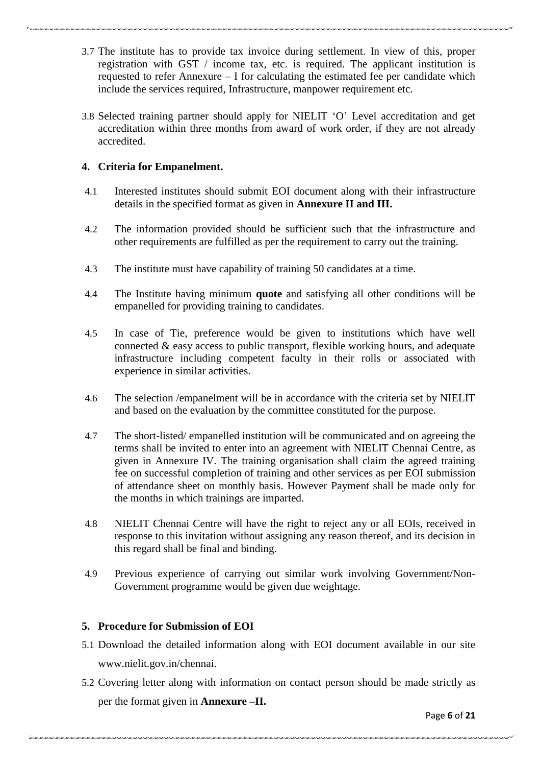3.7 The institute has to provide tax invoice during settlement. In view of this, proper registration with GST / income tax, etc. is required. The applicant institution is requested to refer Annexure – I for calculating the estimated fee per candidate which include the services required, Infrastructure, manpower requirement etc.

3.8 Selected training partner should apply for NIELIT 'O' Level accreditation and get accreditation within three months from award of work order, if they are not already accredited.

## 4. Criteria for Empanelment.

4.1 Interested institutes should submit EOI document along with their infrastructure details in the specified format as given in **Annexure II and III.**

4.2 The information provided should be sufficient such that the infrastructure and other requirements are fulfilled as per the requirement to carry out the training.

4.3 The institute must have capability of training 50 candidates at a time.

4.4 The Institute having minimum **quote** and satisfying all other conditions will be empanelled for providing training to candidates.

4.5 In case of Tie, preference would be given to institutions which have well connected & easy access to public transport, flexible working hours, and adequate infrastructure including competent faculty in their rolls or associated with experience in similar activities.

4.6 The selection /empanelment will be in accordance with the criteria set by NIELIT and based on the evaluation by the committee constituted for the purpose.

4.7 The short-listed/ empanelled institution will be communicated and on agreeing the terms shall be invited to enter into an agreement with NIELIT Chennai Centre, as given in Annexure IV. The training organisation shall claim the agreed training fee on successful completion of training and other services as per EOI submission of attendance sheet on monthly basis. However Payment shall be made only for the months in which trainings are imparted.

4.8 NIELIT Chennai Centre will have the right to reject any or all EOIs, received in response to this invitation without assigning any reason thereof, and its decision in this regard shall be final and binding.

4.9 Previous experience of carrying out similar work involving Government/Non-Government programme would be given due weightage.

## 5. Procedure for Submission of EOI

5.1 Download the detailed information along with EOI document available in our site www.nielit.gov.in/chennai.

5.2 Covering letter along with information on contact person should be made strictly as per the format given in **Annexure –II.**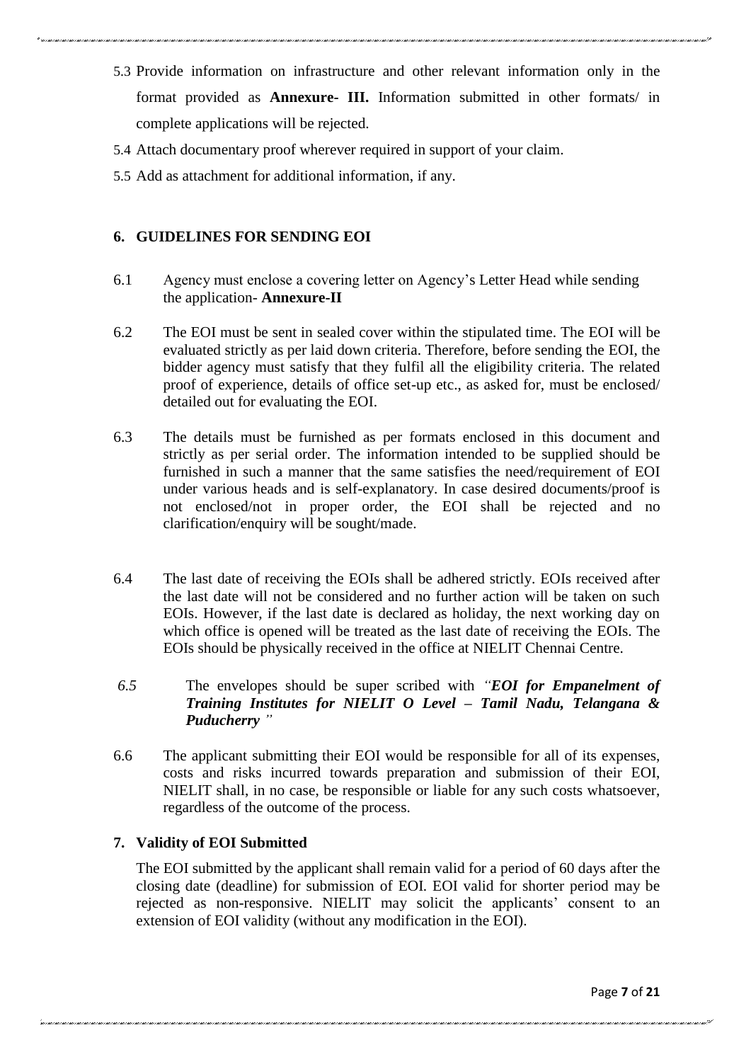5.3 Provide information on infrastructure and other relevant information only in the format provided as **Annexure- III.** Information submitted in other formats/ in complete applications will be rejected.

5.4 Attach documentary proof wherever required in support of your claim.

5.5 Add as attachment for additional information, if any.

## 6. GUIDELINES FOR SENDING EOI

6.1 Agency must enclose a covering letter on Agency's Letter Head while sending the application- **Annexure-II**

6.2 The EOI must be sent in sealed cover within the stipulated time. The EOI will be evaluated strictly as per laid down criteria. Therefore, before sending the EOI, the bidder agency must satisfy that they fulfil all the eligibility criteria. The related proof of experience, details of office set-up etc., as asked for, must be enclosed/ detailed out for evaluating the EOI.

6.3 The details must be furnished as per formats enclosed in this document and strictly as per serial order. The information intended to be supplied should be furnished in such a manner that the same satisfies the need/requirement of EOI under various heads and is self-explanatory. In case desired documents/proof is not enclosed/not in proper order, the EOI shall be rejected and no clarification/enquiry will be sought/made.

6.4 The last date of receiving the EOIs shall be adhered strictly. EOIs received after the last date will not be considered and no further action will be taken on such EOIs. However, if the last date is declared as holiday, the next working day on which office is opened will be treated as the last date of receiving the EOIs. The EOIs should be physically received in the office at NIELIT Chennai Centre.

*6.5* The envelopes should be super scribed with *"**EOI for Empanelment of Training Institutes for NIELIT O Level – Tamil Nadu, Telangana & Puducherry** "*

6.6 The applicant submitting their EOI would be responsible for all of its expenses, costs and risks incurred towards preparation and submission of their EOI, NIELIT shall, in no case, be responsible or liable for any such costs whatsoever, regardless of the outcome of the process.

## 7. Validity of EOI Submitted

The EOI submitted by the applicant shall remain valid for a period of 60 days after the closing date (deadline) for submission of EOI. EOI valid for shorter period may be rejected as non-responsive. NIELIT may solicit the applicants' consent to an extension of EOI validity (without any modification in the EOI).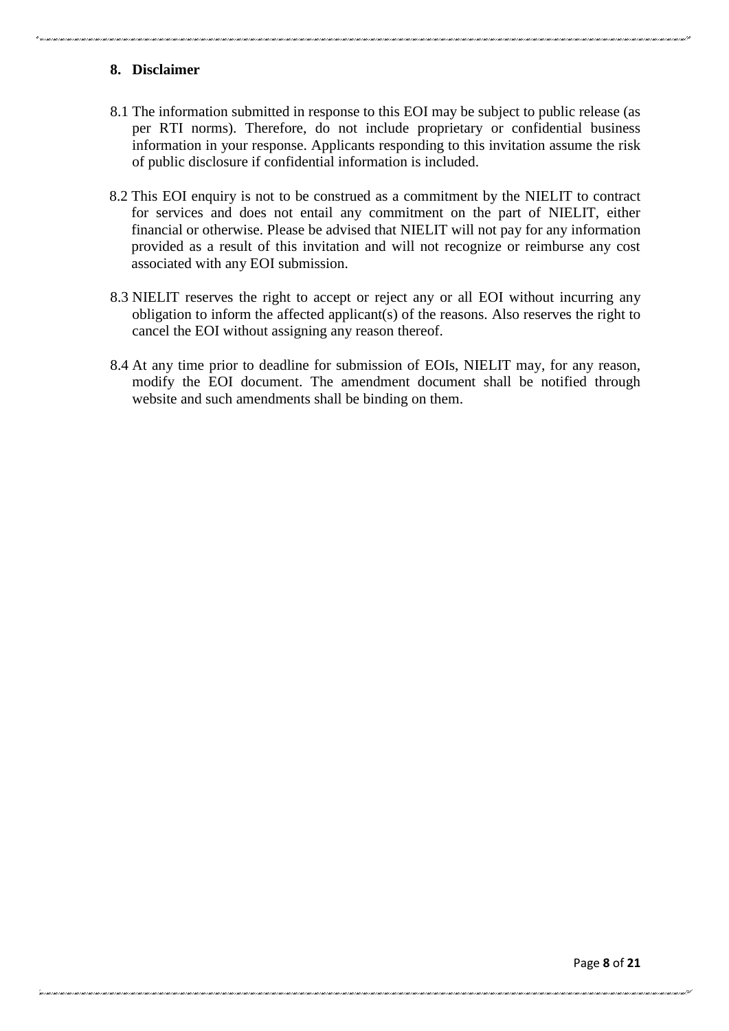## 8. Disclaimer

8.1 The information submitted in response to this EOI may be subject to public release (as per RTI norms). Therefore, do not include proprietary or confidential business information in your response. Applicants responding to this invitation assume the risk of public disclosure if confidential information is included.

8.2 This EOI enquiry is not to be construed as a commitment by the NIELIT to contract for services and does not entail any commitment on the part of NIELIT, either financial or otherwise. Please be advised that NIELIT will not pay for any information provided as a result of this invitation and will not recognize or reimburse any cost associated with any EOI submission.

8.3 NIELIT reserves the right to accept or reject any or all EOI without incurring any obligation to inform the affected applicant(s) of the reasons. Also reserves the right to cancel the EOI without assigning any reason thereof.

8.4 At any time prior to deadline for submission of EOIs, NIELIT may, for any reason, modify the EOI document. The amendment document shall be notified through website and such amendments shall be binding on them.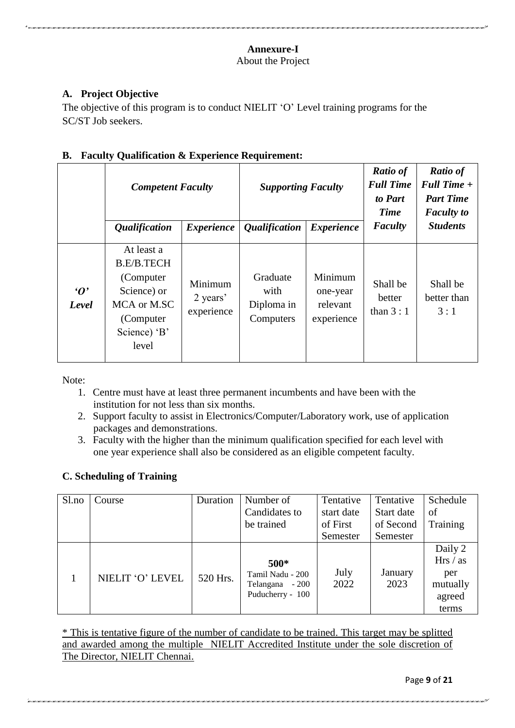**Annexure-I**

About the Project

### A. Project Objective

The objective of this program is to conduct NIELIT 'O' Level training programs for the SC/ST Job seekers.

### B. Faculty Qualification & Experience Requirement:

| | *Competent Faculty* | | *Supporting Faculty* | | *Ratio of Full Time to Part Time Faculty* | *Ratio of Full Time + Part Time Faculty to Students* |
|---|---|---|---|---|---|---|
| | *Qualification* | *Experience* | *Qualification* | *Experience* | | |
| ***'O' Level*** | At least a B.E/B.TECH (Computer Science) or MCA or M.SC (Computer Science) 'B' level | Minimum 2 years' experience | Graduate with Diploma in Computers | Minimum one-year relevant experience | Shall be better than 3 : 1 | Shall be better than 3 : 1 |

Note:

1. Centre must have at least three permanent incumbents and have been with the institution for not less than six months.
2. Support faculty to assist in Electronics/Computer/Laboratory work, use of application packages and demonstrations.
3. Faculty with the higher than the minimum qualification specified for each level with one year experience shall also be considered as an eligible competent faculty.

### C. Scheduling of Training

| Sl.no | Course | Duration | Number of Candidates to be trained | Tentative start date of First Semester | Tentative Start date of Second Semester | Schedule of Training |
|---|---|---|---|---|---|---|
| 1 | NIELIT 'O' LEVEL | 520 Hrs. | **500*** Tamil Nadu - 200 Telangana - 200 Puducherry - 100 | July 2022 | January 2023 | Daily 2 Hrs / as per mutually agreed terms |

<u>* This is tentative figure of the number of candidate to be trained. This target may be splitted and awarded among the multiple NIELIT Accredited Institute under the sole discretion of The Director, NIELIT Chennai.</u>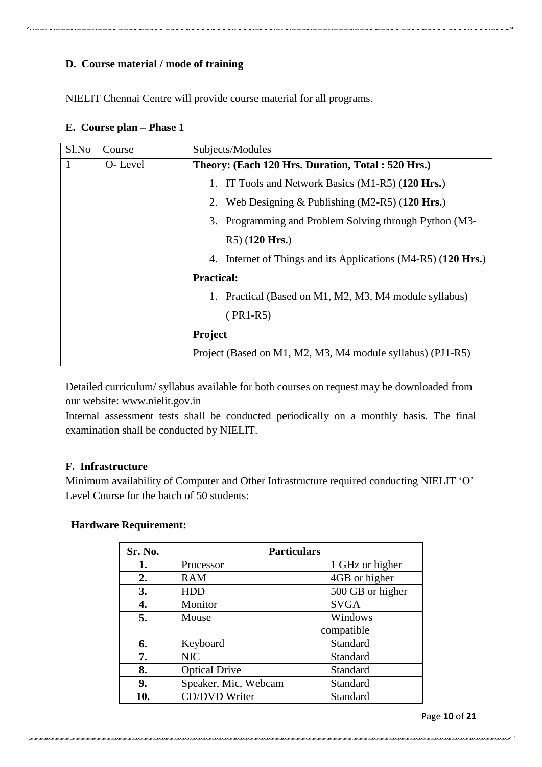### D. Course material / mode of training

NIELIT Chennai Centre will provide course material for all programs.

### E. Course plan – Phase 1

| Sl.No | Course | Subjects/Modules |
|---|---|---|
| 1 | O- Level | **Theory: (Each 120 Hrs. Duration, Total : 520 Hrs.)** |
| | | 1. IT Tools and Network Basics (M1-R5) (**120 Hrs.**) |
| | | 2. Web Designing & Publishing (M2-R5) (**120 Hrs.**) |
| | | 3. Programming and Problem Solving through Python (M3-R5) (**120 Hrs.**) |
| | | 4. Internet of Things and its Applications (M4-R5) (**120 Hrs.**) |
| | | **Practical:** |
| | | 1. Practical (Based on M1, M2, M3, M4 module syllabus) ( PR1-R5) |
| | | **Project** |
| | | Project (Based on M1, M2, M3, M4 module syllabus) (PJ1-R5) |

Detailed curriculum/ syllabus available for both courses on request may be downloaded from our website: www.nielit.gov.in

Internal assessment tests shall be conducted periodically on a monthly basis. The final examination shall be conducted by NIELIT.

### F. Infrastructure

Minimum availability of Computer and Other Infrastructure required conducting NIELIT 'O' Level Course for the batch of 50 students:

**Hardware Requirement:**

| Sr. No. | Particulars | |
|---|---|---|
| **1.** | Processor | 1 GHz or higher |
| **2.** | RAM | 4GB or higher |
| **3.** | HDD | 500 GB or higher |
| **4.** | Monitor | SVGA |
| **5.** | Mouse | Windows compatible |
| **6.** | Keyboard | Standard |
| **7.** | NIC | Standard |
| **8.** | Optical Drive | Standard |
| **9.** | Speaker, Mic, Webcam | Standard |
| **10.** | CD/DVD Writer | Standard |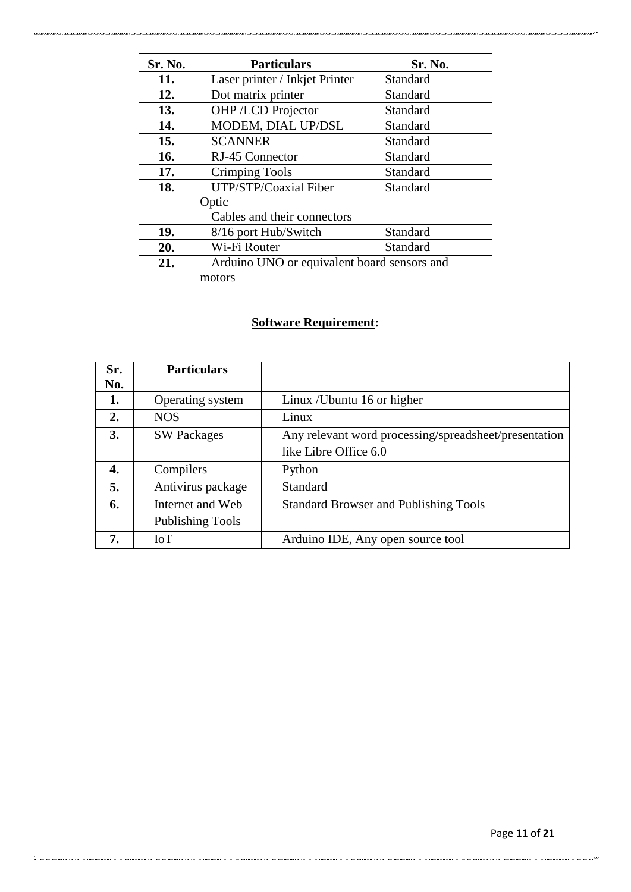| Sr. No. | Particulars | Sr. No. |
|---|---|---|
| 11. | Laser printer / Inkjet Printer | Standard |
| 12. | Dot matrix printer | Standard |
| 13. | OHP /LCD Projector | Standard |
| 14. | MODEM, DIAL UP/DSL | Standard |
| 15. | SCANNER | Standard |
| 16. | RJ-45 Connector | Standard |
| 17. | Crimping Tools | Standard |
| 18. | UTP/STP/Coaxial Fiber Optic Cables and their connectors | Standard |
| 19. | 8/16 port Hub/Switch | Standard |
| 20. | Wi-Fi Router | Standard |
| 21. | Arduino UNO or equivalent board sensors and motors | |

## Software Requirement:

| Sr. No. | Particulars | |
|---|---|---|
| 1. | Operating system | Linux /Ubuntu 16 or higher |
| 2. | NOS | Linux |
| 3. | SW Packages | Any relevant word processing/spreadsheet/presentation like Libre Office 6.0 |
| 4. | Compilers | Python |
| 5. | Antivirus package | Standard |
| 6. | Internet and Web Publishing Tools | Standard Browser and Publishing Tools |
| 7. | IoT | Arduino IDE, Any open source tool |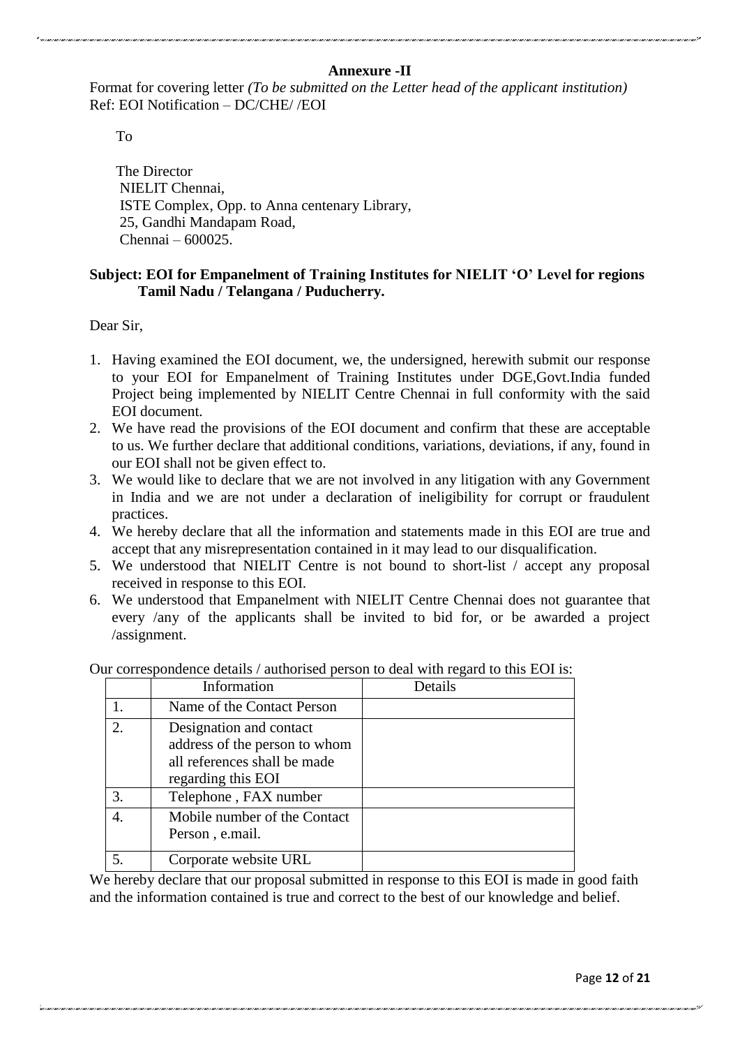**Annexure -II**

Format for covering letter *(To be submitted on the Letter head of the applicant institution)*
Ref: EOI Notification – DC/CHE/ /EOI

To

The Director
NIELIT Chennai,
ISTE Complex, Opp. to Anna centenary Library,
25, Gandhi Mandapam Road,
Chennai – 600025.

**Subject: EOI for Empanelment of Training Institutes for NIELIT 'O' Level for regions Tamil Nadu / Telangana / Puducherry.**

Dear Sir,

1. Having examined the EOI document, we, the undersigned, herewith submit our response to your EOI for Empanelment of Training Institutes under DGE,Govt.India funded Project being implemented by NIELIT Centre Chennai in full conformity with the said EOI document.
2. We have read the provisions of the EOI document and confirm that these are acceptable to us. We further declare that additional conditions, variations, deviations, if any, found in our EOI shall not be given effect to.
3. We would like to declare that we are not involved in any litigation with any Government in India and we are not under a declaration of ineligibility for corrupt or fraudulent practices.
4. We hereby declare that all the information and statements made in this EOI are true and accept that any misrepresentation contained in it may lead to our disqualification.
5. We understood that NIELIT Centre is not bound to short-list / accept any proposal received in response to this EOI.
6. We understood that Empanelment with NIELIT Centre Chennai does not guarantee that every /any of the applicants shall be invited to bid for, or be awarded a project /assignment.

Our correspondence details / authorised person to deal with regard to this EOI is:

| | Information | Details |
|---|---|---|
| 1. | Name of the Contact Person | |
| 2. | Designation and contact address of the person to whom all references shall be made regarding this EOI | |
| 3. | Telephone , FAX number | |
| 4. | Mobile number of the Contact Person , e.mail. | |
| 5. | Corporate website URL | |

We hereby declare that our proposal submitted in response to this EOI is made in good faith and the information contained is true and correct to the best of our knowledge and belief.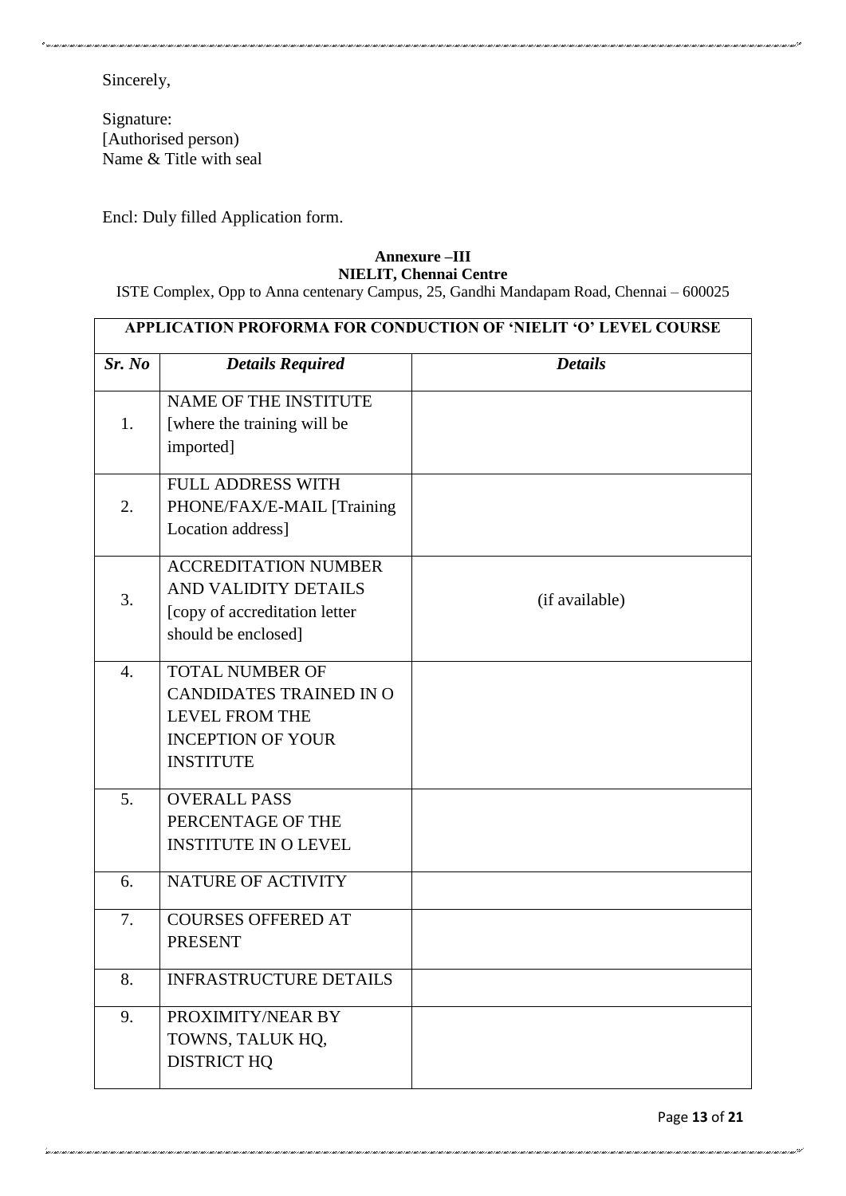Sincerely,

Signature:
[Authorised person)
Name & Title with seal

Encl: Duly filled Application form.

**Annexure –III**
**NIELIT, Chennai Centre**

ISTE Complex, Opp to Anna centenary Campus, 25, Gandhi Mandapam Road, Chennai – 600025

| **APPLICATION PROFORMA FOR CONDUCTION OF 'NIELIT 'O' LEVEL COURSE** | | |
|---|---|---|
| ***Sr. No*** | ***Details Required*** | ***Details*** |
| 1. | NAME OF THE INSTITUTE [where the training will be imported] | |
| 2. | FULL ADDRESS WITH PHONE/FAX/E-MAIL [Training Location address] | |
| 3. | ACCREDITATION NUMBER AND VALIDITY DETAILS [copy of accreditation letter should be enclosed] | (if available) |
| 4. | TOTAL NUMBER OF CANDIDATES TRAINED IN O LEVEL FROM THE INCEPTION OF YOUR INSTITUTE | |
| 5. | OVERALL PASS PERCENTAGE OF THE INSTITUTE IN O LEVEL | |
| 6. | NATURE OF ACTIVITY | |
| 7. | COURSES OFFERED AT PRESENT | |
| 8. | INFRASTRUCTURE DETAILS | |
| 9. | PROXIMITY/NEAR BY TOWNS, TALUK HQ, DISTRICT HQ | |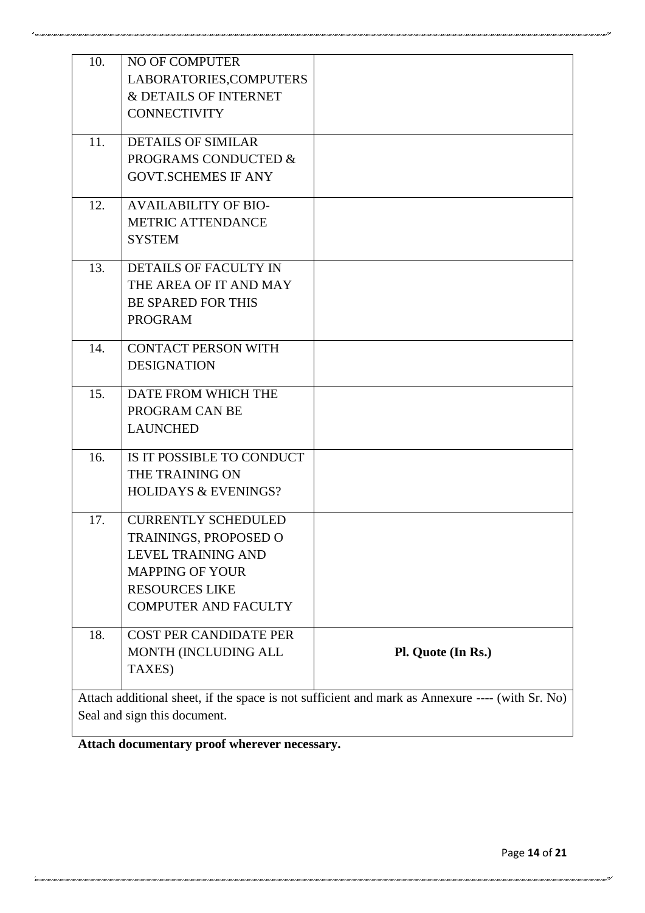| | | |
|---|---|---|
| 10. | NO OF COMPUTER LABORATORIES,COMPUTERS & DETAILS OF INTERNET CONNECTIVITY | |
| 11. | DETAILS OF SIMILAR PROGRAMS CONDUCTED & GOVT.SCHEMES IF ANY | |
| 12. | AVAILABILITY OF BIO-METRIC ATTENDANCE SYSTEM | |
| 13. | DETAILS OF FACULTY IN THE AREA OF IT AND MAY BE SPARED FOR THIS PROGRAM | |
| 14. | CONTACT PERSON WITH DESIGNATION | |
| 15. | DATE FROM WHICH THE PROGRAM CAN BE LAUNCHED | |
| 16. | IS IT POSSIBLE TO CONDUCT THE TRAINING ON HOLIDAYS & EVENINGS? | |
| 17. | CURRENTLY SCHEDULED TRAININGS, PROPOSED O LEVEL TRAINING AND MAPPING OF YOUR RESOURCES LIKE COMPUTER AND FACULTY | |
| 18. | COST PER CANDIDATE PER MONTH (INCLUDING ALL TAXES) | **Pl. Quote (In Rs.)** |
| Attach additional sheet, if the space is not sufficient and mark as Annexure ---- (with Sr. No) Seal and sign this document. | | |

**Attach documentary proof wherever necessary.**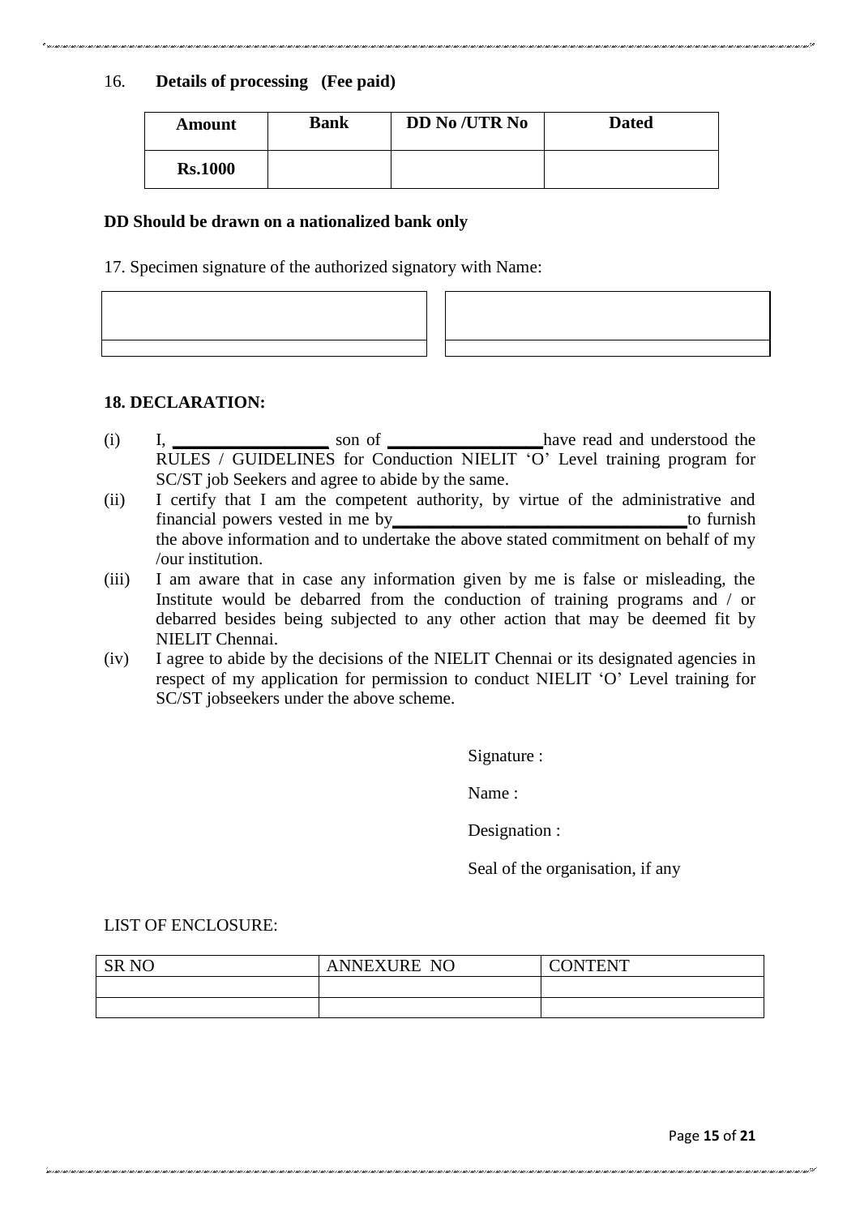16. **Details of processing (Fee paid)**

| **Amount** | **Bank** | **DD No /UTR No** | **Dated** |
| --- | --- | --- | --- |
| **Rs.1000** | | | |

**DD Should be drawn on a nationalized bank only**

17. Specimen signature of the authorized signatory with Name:

| | |
| --- | --- |
| | |
| | |

**18. DECLARATION:**

(i) I, __________________ son of __________________have read and understood the RULES / GUIDELINES for Conduction NIELIT 'O' Level training program for SC/ST job Seekers and agree to abide by the same.

(ii) I certify that I am the competent authority, by virtue of the administrative and financial powers vested in me by__________________________________to furnish the above information and to undertake the above stated commitment on behalf of my /our institution.

(iii) I am aware that in case any information given by me is false or misleading, the Institute would be debarred from the conduction of training programs and / or debarred besides being subjected to any other action that may be deemed fit by NIELIT Chennai.

(iv) I agree to abide by the decisions of the NIELIT Chennai or its designated agencies in respect of my application for permission to conduct NIELIT 'O' Level training for SC/ST jobseekers under the above scheme.

Signature :

Name :

Designation :

Seal of the organisation, if any

LIST OF ENCLOSURE:

| SR NO | ANNEXURE NO | CONTENT |
| --- | --- | --- |
| | | |
| | | |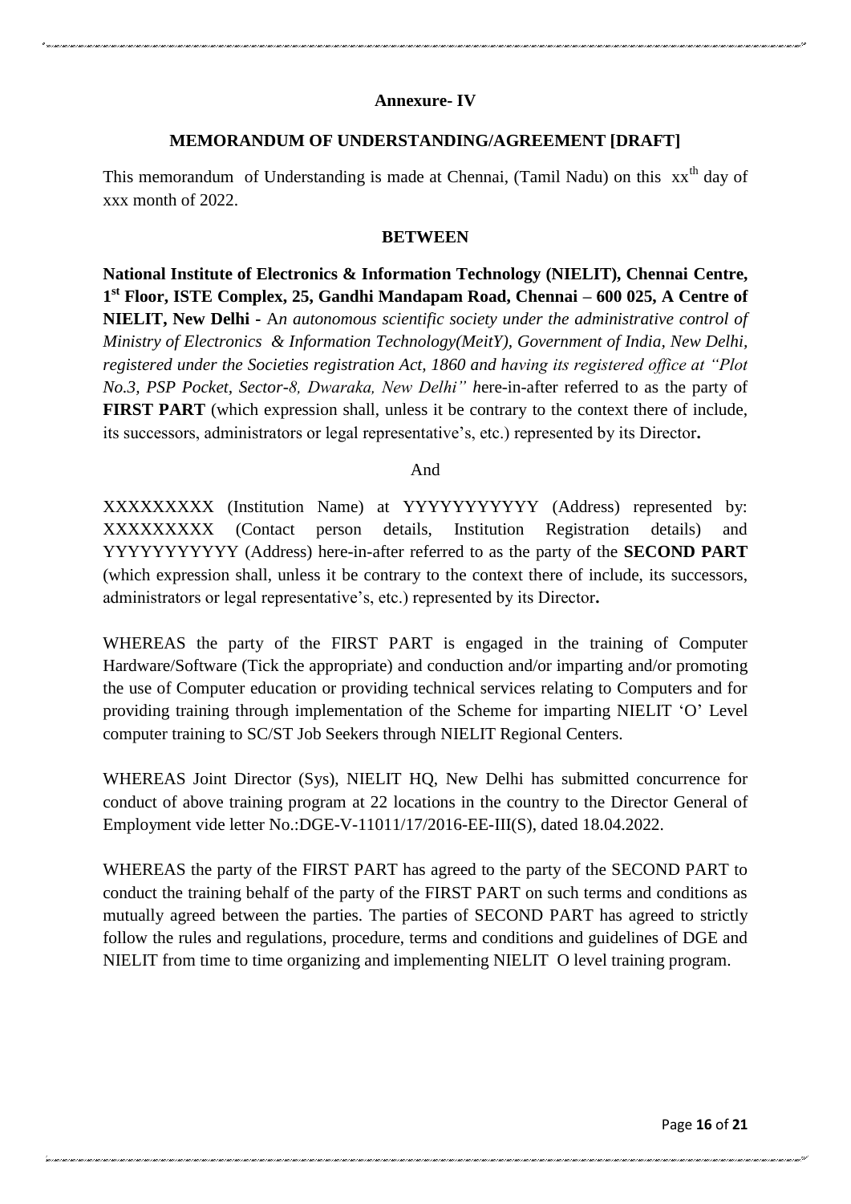**Annexure- IV**

**MEMORANDUM OF UNDERSTANDING/AGREEMENT [DRAFT]**

This memorandum of Understanding is made at Chennai, (Tamil Nadu) on this xx$^{th}$ day of xxx month of 2022.

**BETWEEN**

**National Institute of Electronics & Information Technology (NIELIT), Chennai Centre, 1$^{st}$ Floor, ISTE Complex, 25, Gandhi Mandapam Road, Chennai – 600 025, A Centre of NIELIT, New Delhi -** A*n autonomous scientific society under the administrative control of Ministry of Electronics & Information Technology(MeitY), Government of India, New Delhi, registered under the Societies registration Act, 1860 and having its registered office at "Plot No.3, PSP Pocket, Sector-8, Dwaraka, New Delhi" h*ere-in-after referred to as the party of **FIRST PART** (which expression shall, unless it be contrary to the context there of include, its successors, administrators or legal representative's, etc.) represented by its Director**.**

And

XXXXXXXXX (Institution Name) at YYYYYYYYYYY (Address) represented by: XXXXXXXXX (Contact person details, Institution Registration details) and YYYYYYYYYYY (Address) here-in-after referred to as the party of the **SECOND PART** (which expression shall, unless it be contrary to the context there of include, its successors, administrators or legal representative's, etc.) represented by its Director**.**

WHEREAS the party of the FIRST PART is engaged in the training of Computer Hardware/Software (Tick the appropriate) and conduction and/or imparting and/or promoting the use of Computer education or providing technical services relating to Computers and for providing training through implementation of the Scheme for imparting NIELIT 'O' Level computer training to SC/ST Job Seekers through NIELIT Regional Centers.

WHEREAS Joint Director (Sys), NIELIT HQ, New Delhi has submitted concurrence for conduct of above training program at 22 locations in the country to the Director General of Employment vide letter No.:DGE-V-11011/17/2016-EE-III(S), dated 18.04.2022.

WHEREAS the party of the FIRST PART has agreed to the party of the SECOND PART to conduct the training behalf of the party of the FIRST PART on such terms and conditions as mutually agreed between the parties. The parties of SECOND PART has agreed to strictly follow the rules and regulations, procedure, terms and conditions and guidelines of DGE and NIELIT from time to time organizing and implementing NIELIT O level training program.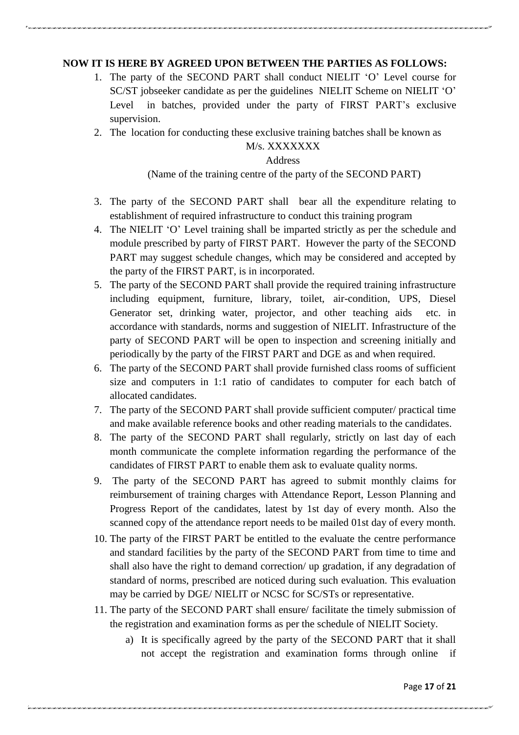**NOW IT IS HERE BY AGREED UPON BETWEEN THE PARTIES AS FOLLOWS:**

1. The party of the SECOND PART shall conduct NIELIT 'O' Level course for SC/ST jobseeker candidate as per the guidelines NIELIT Scheme on NIELIT 'O' Level in batches, provided under the party of FIRST PART's exclusive supervision.
2. The location for conducting these exclusive training batches shall be known as

   M/s. XXXXXXX

   Address

   (Name of the training centre of the party of the SECOND PART)

3. The party of the SECOND PART shall bear all the expenditure relating to establishment of required infrastructure to conduct this training program
4. The NIELIT 'O' Level training shall be imparted strictly as per the schedule and module prescribed by party of FIRST PART. However the party of the SECOND PART may suggest schedule changes, which may be considered and accepted by the party of the FIRST PART, is in incorporated.
5. The party of the SECOND PART shall provide the required training infrastructure including equipment, furniture, library, toilet, air-condition, UPS, Diesel Generator set, drinking water, projector, and other teaching aids etc. in accordance with standards, norms and suggestion of NIELIT. Infrastructure of the party of SECOND PART will be open to inspection and screening initially and periodically by the party of the FIRST PART and DGE as and when required.
6. The party of the SECOND PART shall provide furnished class rooms of sufficient size and computers in 1:1 ratio of candidates to computer for each batch of allocated candidates.
7. The party of the SECOND PART shall provide sufficient computer/ practical time and make available reference books and other reading materials to the candidates.
8. The party of the SECOND PART shall regularly, strictly on last day of each month communicate the complete information regarding the performance of the candidates of FIRST PART to enable them ask to evaluate quality norms.
9. The party of the SECOND PART has agreed to submit monthly claims for reimbursement of training charges with Attendance Report, Lesson Planning and Progress Report of the candidates, latest by 1st day of every month. Also the scanned copy of the attendance report needs to be mailed 01st day of every month.
10. The party of the FIRST PART be entitled to the evaluate the centre performance and standard facilities by the party of the SECOND PART from time to time and shall also have the right to demand correction/ up gradation, if any degradation of standard of norms, prescribed are noticed during such evaluation. This evaluation may be carried by DGE/ NIELIT or NCSC for SC/STs or representative.
11. The party of the SECOND PART shall ensure/ facilitate the timely submission of the registration and examination forms as per the schedule of NIELIT Society.
    a) It is specifically agreed by the party of the SECOND PART that it shall not accept the registration and examination forms through online if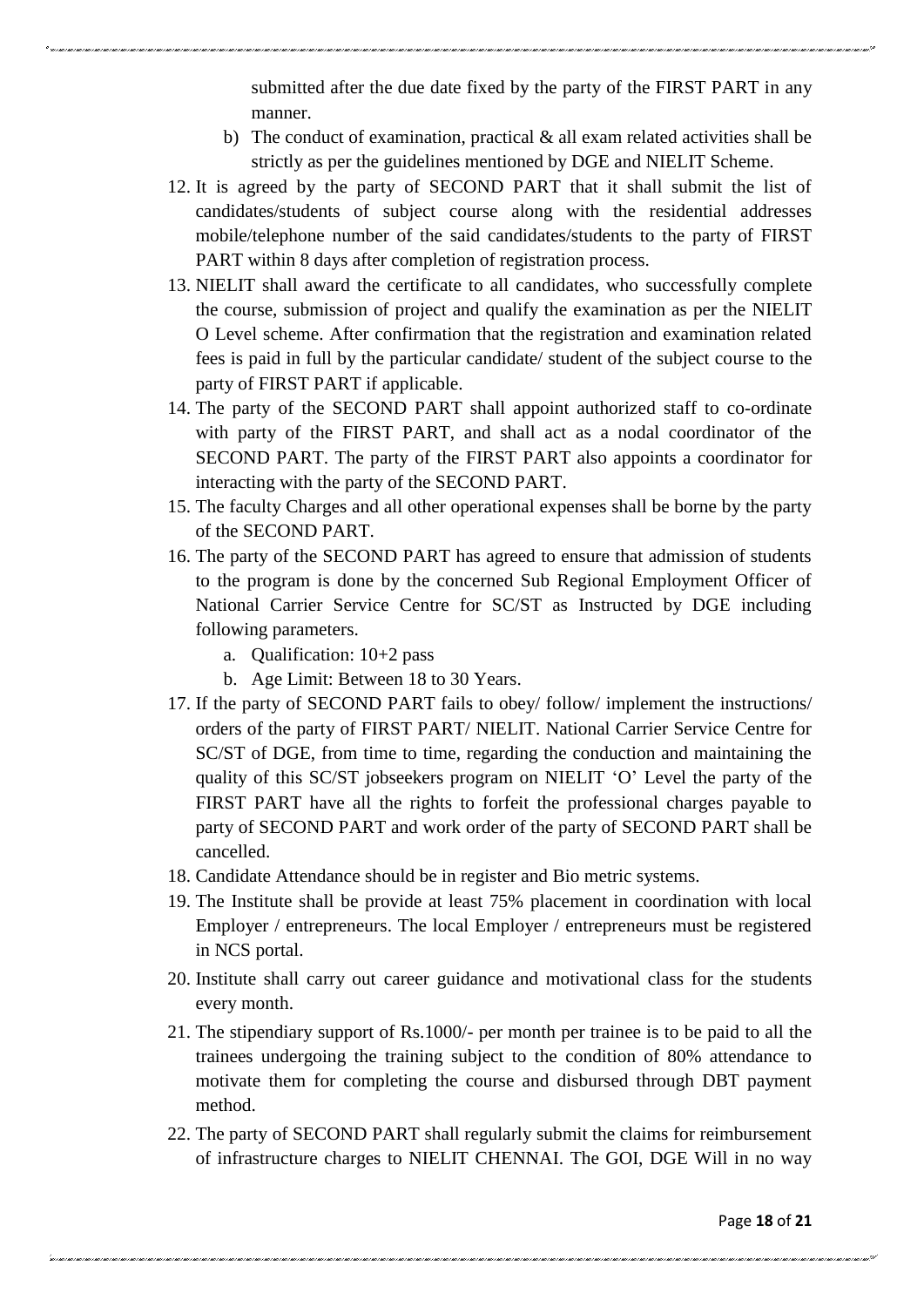submitted after the due date fixed by the party of the FIRST PART in any manner.

b) The conduct of examination, practical & all exam related activities shall be strictly as per the guidelines mentioned by DGE and NIELIT Scheme.

12. It is agreed by the party of SECOND PART that it shall submit the list of candidates/students of subject course along with the residential addresses mobile/telephone number of the said candidates/students to the party of FIRST PART within 8 days after completion of registration process.
13. NIELIT shall award the certificate to all candidates, who successfully complete the course, submission of project and qualify the examination as per the NIELIT O Level scheme. After confirmation that the registration and examination related fees is paid in full by the particular candidate/ student of the subject course to the party of FIRST PART if applicable.
14. The party of the SECOND PART shall appoint authorized staff to co-ordinate with party of the FIRST PART, and shall act as a nodal coordinator of the SECOND PART. The party of the FIRST PART also appoints a coordinator for interacting with the party of the SECOND PART.
15. The faculty Charges and all other operational expenses shall be borne by the party of the SECOND PART.
16. The party of the SECOND PART has agreed to ensure that admission of students to the program is done by the concerned Sub Regional Employment Officer of National Carrier Service Centre for SC/ST as Instructed by DGE including following parameters.
    a. Qualification: 10+2 pass
    b. Age Limit: Between 18 to 30 Years.
17. If the party of SECOND PART fails to obey/ follow/ implement the instructions/ orders of the party of FIRST PART/ NIELIT. National Carrier Service Centre for SC/ST of DGE, from time to time, regarding the conduction and maintaining the quality of this SC/ST jobseekers program on NIELIT 'O' Level the party of the FIRST PART have all the rights to forfeit the professional charges payable to party of SECOND PART and work order of the party of SECOND PART shall be cancelled.
18. Candidate Attendance should be in register and Bio metric systems.
19. The Institute shall be provide at least 75% placement in coordination with local Employer / entrepreneurs. The local Employer / entrepreneurs must be registered in NCS portal.
20. Institute shall carry out career guidance and motivational class for the students every month.
21. The stipendiary support of Rs.1000/- per month per trainee is to be paid to all the trainees undergoing the training subject to the condition of 80% attendance to motivate them for completing the course and disbursed through DBT payment method.
22. The party of SECOND PART shall regularly submit the claims for reimbursement of infrastructure charges to NIELIT CHENNAI. The GOI, DGE Will in no way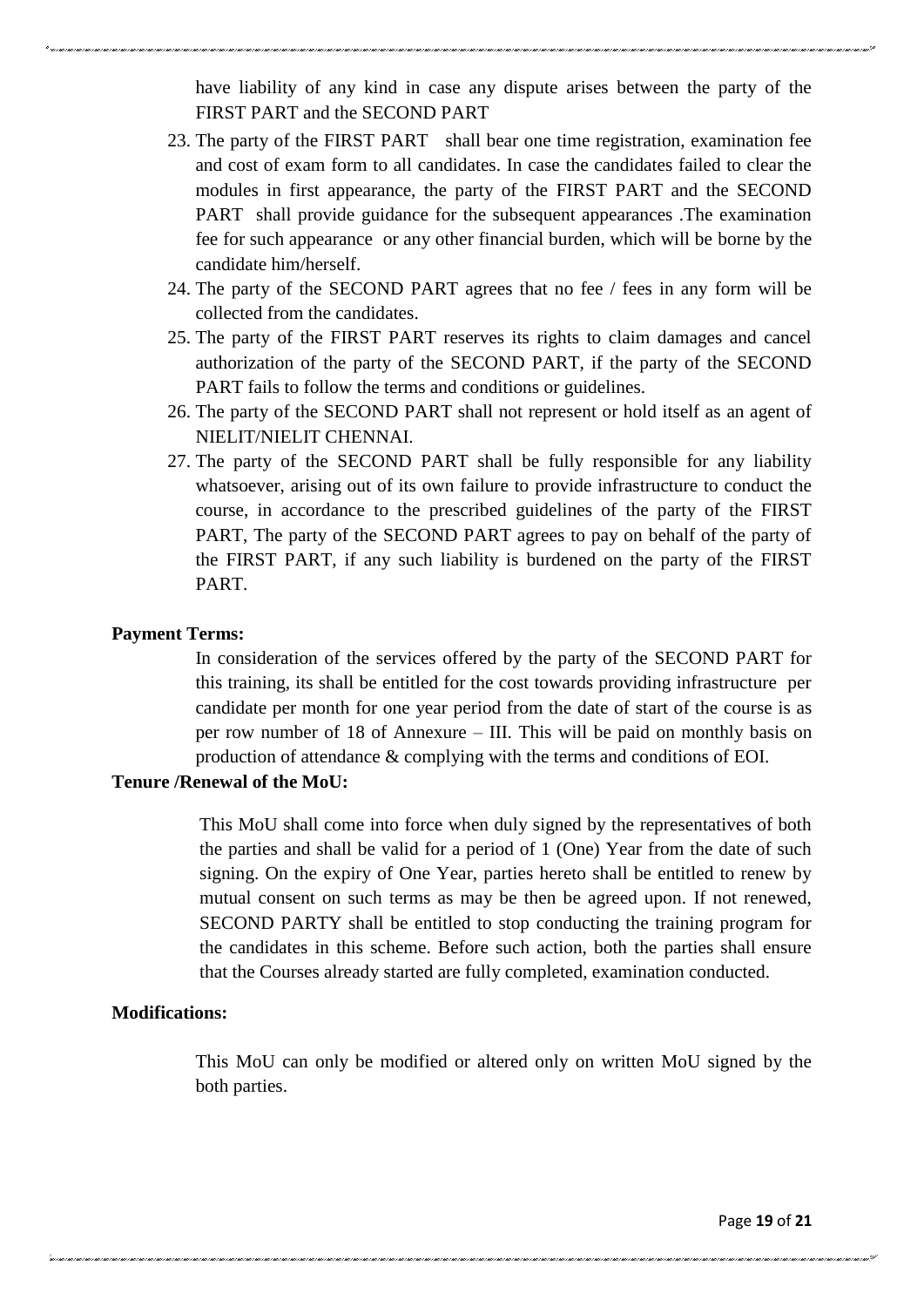have liability of any kind in case any dispute arises between the party of the FIRST PART and the SECOND PART

23. The party of the FIRST PART shall bear one time registration, examination fee and cost of exam form to all candidates. In case the candidates failed to clear the modules in first appearance, the party of the FIRST PART and the SECOND PART shall provide guidance for the subsequent appearances .The examination fee for such appearance or any other financial burden, which will be borne by the candidate him/herself.
24. The party of the SECOND PART agrees that no fee / fees in any form will be collected from the candidates.
25. The party of the FIRST PART reserves its rights to claim damages and cancel authorization of the party of the SECOND PART, if the party of the SECOND PART fails to follow the terms and conditions or guidelines.
26. The party of the SECOND PART shall not represent or hold itself as an agent of NIELIT/NIELIT CHENNAI.
27. The party of the SECOND PART shall be fully responsible for any liability whatsoever, arising out of its own failure to provide infrastructure to conduct the course, in accordance to the prescribed guidelines of the party of the FIRST PART, The party of the SECOND PART agrees to pay on behalf of the party of the FIRST PART, if any such liability is burdened on the party of the FIRST PART.

**Payment Terms:**

In consideration of the services offered by the party of the SECOND PART for this training, its shall be entitled for the cost towards providing infrastructure per candidate per month for one year period from the date of start of the course is as per row number of 18 of Annexure – III. This will be paid on monthly basis on production of attendance & complying with the terms and conditions of EOI.

**Tenure /Renewal of the MoU:**

This MoU shall come into force when duly signed by the representatives of both the parties and shall be valid for a period of 1 (One) Year from the date of such signing. On the expiry of One Year, parties hereto shall be entitled to renew by mutual consent on such terms as may be then be agreed upon. If not renewed, SECOND PARTY shall be entitled to stop conducting the training program for the candidates in this scheme. Before such action, both the parties shall ensure that the Courses already started are fully completed, examination conducted.

**Modifications:**

This MoU can only be modified or altered only on written MoU signed by the both parties.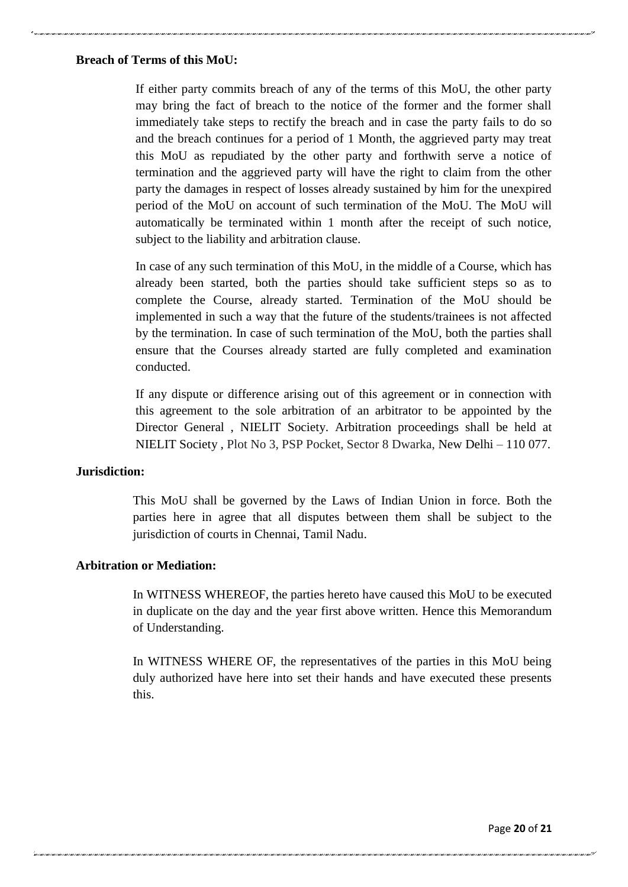**Breach of Terms of this MoU:**

If either party commits breach of any of the terms of this MoU, the other party may bring the fact of breach to the notice of the former and the former shall immediately take steps to rectify the breach and in case the party fails to do so and the breach continues for a period of 1 Month, the aggrieved party may treat this MoU as repudiated by the other party and forthwith serve a notice of termination and the aggrieved party will have the right to claim from the other party the damages in respect of losses already sustained by him for the unexpired period of the MoU on account of such termination of the MoU. The MoU will automatically be terminated within 1 month after the receipt of such notice, subject to the liability and arbitration clause.

In case of any such termination of this MoU, in the middle of a Course, which has already been started, both the parties should take sufficient steps so as to complete the Course, already started. Termination of the MoU should be implemented in such a way that the future of the students/trainees is not affected by the termination. In case of such termination of the MoU, both the parties shall ensure that the Courses already started are fully completed and examination conducted.

If any dispute or difference arising out of this agreement or in connection with this agreement to the sole arbitration of an arbitrator to be appointed by the Director General , NIELIT Society. Arbitration proceedings shall be held at NIELIT Society , Plot No 3, PSP Pocket, Sector 8 Dwarka, New Delhi – 110 077.

**Jurisdiction:**

This MoU shall be governed by the Laws of Indian Union in force. Both the parties here in agree that all disputes between them shall be subject to the jurisdiction of courts in Chennai, Tamil Nadu.

**Arbitration or Mediation:**

In WITNESS WHEREOF, the parties hereto have caused this MoU to be executed in duplicate on the day and the year first above written. Hence this Memorandum of Understanding.

In WITNESS WHERE OF, the representatives of the parties in this MoU being duly authorized have here into set their hands and have executed these presents this.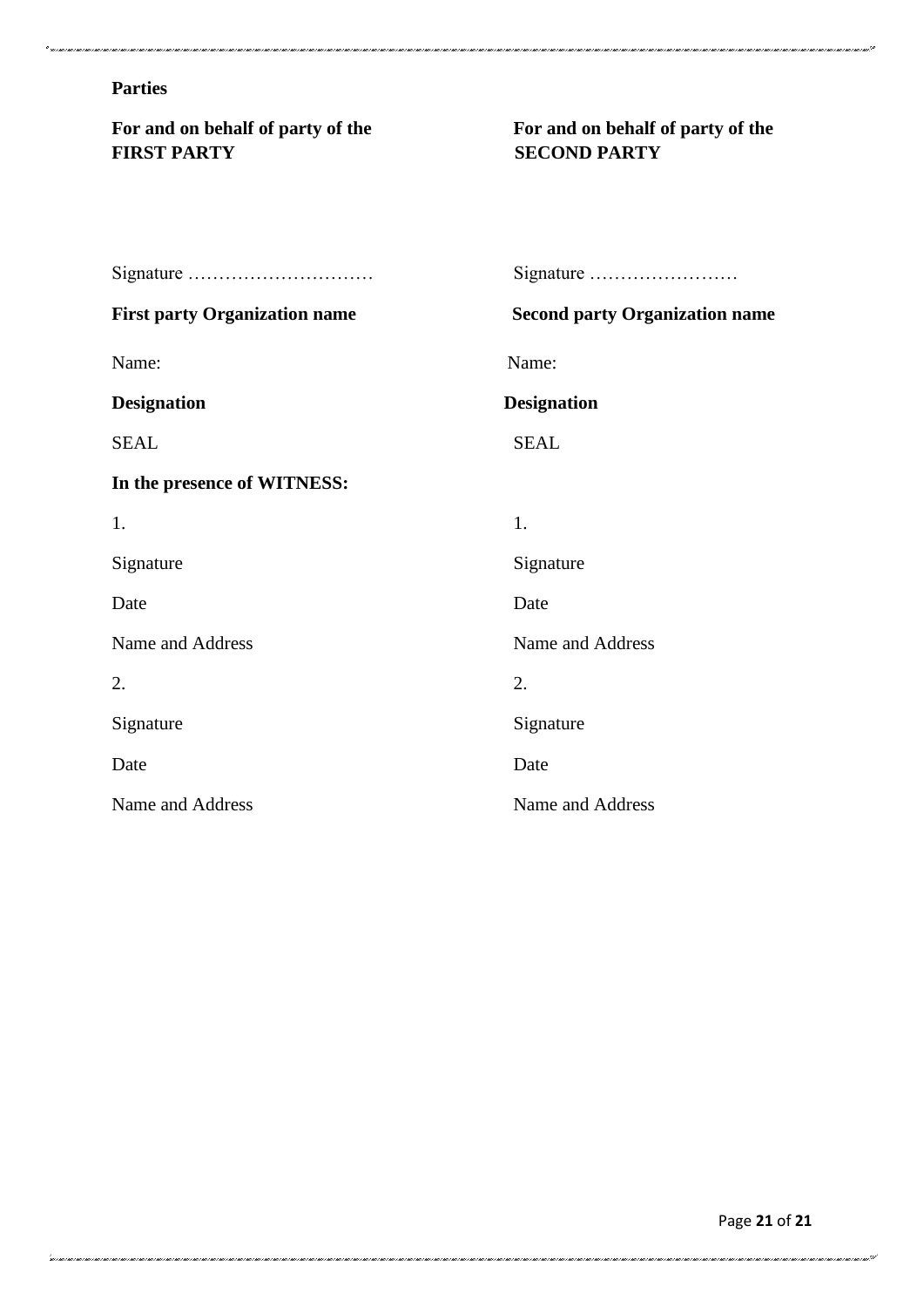**Parties**

**For and on behalf of party of the FIRST PARTY**

Signature …………………………

**First party Organization name**

Name:

**Designation**

SEAL

**For and on behalf of party of the SECOND PARTY**

Signature ……………………

**Second party Organization name**

Name:

**Designation**

SEAL

**In the presence of WITNESS:**

1.

Signature

Date

Name and Address

2.

Signature

Date

Name and Address

1.

Signature

Date

Name and Address

2.

Signature

Date

Name and Address